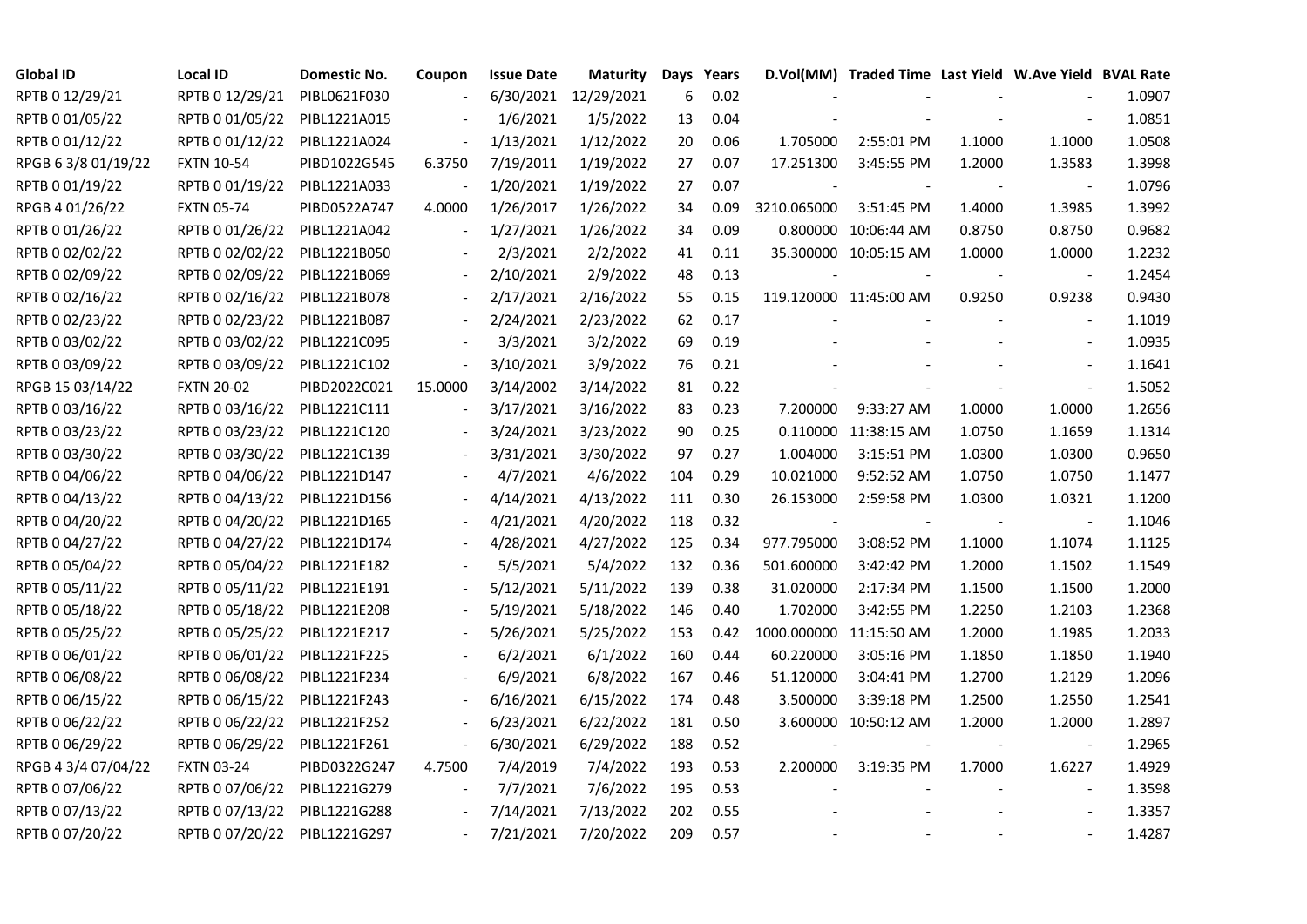| Global ID | Local ID | Domestic No. | Coupon | Issue Date | Maturity | Days | Years | D.Vol(MM) | Traded Time | Last Yield | W.Ave Yield | BVAL Rate |
|---|---|---|---|---|---|---|---|---|---|---|---|---|
| RPTB 0 12/29/21 | RPTB 0 12/29/21 | PIBL0621F030 | - | 6/30/2021 | 12/29/2021 | 6 | 0.02 | - | - | - | - | 1.0907 |
| RPTB 0 01/05/22 | RPTB 0 01/05/22 | PIBL1221A015 | - | 1/6/2021 | 1/5/2022 | 13 | 0.04 | - | - | - | - | 1.0851 |
| RPTB 0 01/12/22 | RPTB 0 01/12/22 | PIBL1221A024 | - | 1/13/2021 | 1/12/2022 | 20 | 0.06 | 1.705000 | 2:55:01 PM | 1.1000 | 1.1000 | 1.0508 |
| RPGB 6 3/8 01/19/22 | FXTN 10-54 | PIBD1022G545 | 6.3750 | 7/19/2011 | 1/19/2022 | 27 | 0.07 | 17.251300 | 3:45:55 PM | 1.2000 | 1.3583 | 1.3998 |
| RPTB 0 01/19/22 | RPTB 0 01/19/22 | PIBL1221A033 | - | 1/20/2021 | 1/19/2022 | 27 | 0.07 | - | - | - | - | 1.0796 |
| RPGB 4 01/26/22 | FXTN 05-74 | PIBD0522A747 | 4.0000 | 1/26/2017 | 1/26/2022 | 34 | 0.09 | 3210.065000 | 3:51:45 PM | 1.4000 | 1.3985 | 1.3992 |
| RPTB 0 01/26/22 | RPTB 0 01/26/22 | PIBL1221A042 | - | 1/27/2021 | 1/26/2022 | 34 | 0.09 | 0.800000 | 10:06:44 AM | 0.8750 | 0.8750 | 0.9682 |
| RPTB 0 02/02/22 | RPTB 0 02/02/22 | PIBL1221B050 | - | 2/3/2021 | 2/2/2022 | 41 | 0.11 | 35.300000 | 10:05:15 AM | 1.0000 | 1.0000 | 1.2232 |
| RPTB 0 02/09/22 | RPTB 0 02/09/22 | PIBL1221B069 | - | 2/10/2021 | 2/9/2022 | 48 | 0.13 | - | - | - | - | 1.2454 |
| RPTB 0 02/16/22 | RPTB 0 02/16/22 | PIBL1221B078 | - | 2/17/2021 | 2/16/2022 | 55 | 0.15 | 119.120000 | 11:45:00 AM | 0.9250 | 0.9238 | 0.9430 |
| RPTB 0 02/23/22 | RPTB 0 02/23/22 | PIBL1221B087 | - | 2/24/2021 | 2/23/2022 | 62 | 0.17 | - | - | - | - | 1.1019 |
| RPTB 0 03/02/22 | RPTB 0 03/02/22 | PIBL1221C095 | - | 3/3/2021 | 3/2/2022 | 69 | 0.19 | - | - | - | - | 1.0935 |
| RPTB 0 03/09/22 | RPTB 0 03/09/22 | PIBL1221C102 | - | 3/10/2021 | 3/9/2022 | 76 | 0.21 | - | - | - | - | 1.1641 |
| RPGB 15 03/14/22 | FXTN 20-02 | PIBD2022C021 | 15.0000 | 3/14/2002 | 3/14/2022 | 81 | 0.22 | - | - | - | - | 1.5052 |
| RPTB 0 03/16/22 | RPTB 0 03/16/22 | PIBL1221C111 | - | 3/17/2021 | 3/16/2022 | 83 | 0.23 | 7.200000 | 9:33:27 AM | 1.0000 | 1.0000 | 1.2656 |
| RPTB 0 03/23/22 | RPTB 0 03/23/22 | PIBL1221C120 | - | 3/24/2021 | 3/23/2022 | 90 | 0.25 | 0.110000 | 11:38:15 AM | 1.0750 | 1.1659 | 1.1314 |
| RPTB 0 03/30/22 | RPTB 0 03/30/22 | PIBL1221C139 | - | 3/31/2021 | 3/30/2022 | 97 | 0.27 | 1.004000 | 3:15:51 PM | 1.0300 | 1.0300 | 0.9650 |
| RPTB 0 04/06/22 | RPTB 0 04/06/22 | PIBL1221D147 | - | 4/7/2021 | 4/6/2022 | 104 | 0.29 | 10.021000 | 9:52:52 AM | 1.0750 | 1.0750 | 1.1477 |
| RPTB 0 04/13/22 | RPTB 0 04/13/22 | PIBL1221D156 | - | 4/14/2021 | 4/13/2022 | 111 | 0.30 | 26.153000 | 2:59:58 PM | 1.0300 | 1.0321 | 1.1200 |
| RPTB 0 04/20/22 | RPTB 0 04/20/22 | PIBL1221D165 | - | 4/21/2021 | 4/20/2022 | 118 | 0.32 | - | - | - | - | 1.1046 |
| RPTB 0 04/27/22 | RPTB 0 04/27/22 | PIBL1221D174 | - | 4/28/2021 | 4/27/2022 | 125 | 0.34 | 977.795000 | 3:08:52 PM | 1.1000 | 1.1074 | 1.1125 |
| RPTB 0 05/04/22 | RPTB 0 05/04/22 | PIBL1221E182 | - | 5/5/2021 | 5/4/2022 | 132 | 0.36 | 501.600000 | 3:42:42 PM | 1.2000 | 1.1502 | 1.1549 |
| RPTB 0 05/11/22 | RPTB 0 05/11/22 | PIBL1221E191 | - | 5/12/2021 | 5/11/2022 | 139 | 0.38 | 31.020000 | 2:17:34 PM | 1.1500 | 1.1500 | 1.2000 |
| RPTB 0 05/18/22 | RPTB 0 05/18/22 | PIBL1221E208 | - | 5/19/2021 | 5/18/2022 | 146 | 0.40 | 1.702000 | 3:42:55 PM | 1.2250 | 1.2103 | 1.2368 |
| RPTB 0 05/25/22 | RPTB 0 05/25/22 | PIBL1221E217 | - | 5/26/2021 | 5/25/2022 | 153 | 0.42 | 1000.000000 | 11:15:50 AM | 1.2000 | 1.1985 | 1.2033 |
| RPTB 0 06/01/22 | RPTB 0 06/01/22 | PIBL1221F225 | - | 6/2/2021 | 6/1/2022 | 160 | 0.44 | 60.220000 | 3:05:16 PM | 1.1850 | 1.1850 | 1.1940 |
| RPTB 0 06/08/22 | RPTB 0 06/08/22 | PIBL1221F234 | - | 6/9/2021 | 6/8/2022 | 167 | 0.46 | 51.120000 | 3:04:41 PM | 1.2700 | 1.2129 | 1.2096 |
| RPTB 0 06/15/22 | RPTB 0 06/15/22 | PIBL1221F243 | - | 6/16/2021 | 6/15/2022 | 174 | 0.48 | 3.500000 | 3:39:18 PM | 1.2500 | 1.2550 | 1.2541 |
| RPTB 0 06/22/22 | RPTB 0 06/22/22 | PIBL1221F252 | - | 6/23/2021 | 6/22/2022 | 181 | 0.50 | 3.600000 | 10:50:12 AM | 1.2000 | 1.2000 | 1.2897 |
| RPTB 0 06/29/22 | RPTB 0 06/29/22 | PIBL1221F261 | - | 6/30/2021 | 6/29/2022 | 188 | 0.52 | - | - | - | - | 1.2965 |
| RPGB 4 3/4 07/04/22 | FXTN 03-24 | PIBD0322G247 | 4.7500 | 7/4/2019 | 7/4/2022 | 193 | 0.53 | 2.200000 | 3:19:35 PM | 1.7000 | 1.6227 | 1.4929 |
| RPTB 0 07/06/22 | RPTB 0 07/06/22 | PIBL1221G279 | - | 7/7/2021 | 7/6/2022 | 195 | 0.53 | - | - | - | - | 1.3598 |
| RPTB 0 07/13/22 | RPTB 0 07/13/22 | PIBL1221G288 | - | 7/14/2021 | 7/13/2022 | 202 | 0.55 | - | - | - | - | 1.3357 |
| RPTB 0 07/20/22 | RPTB 0 07/20/22 | PIBL1221G297 | - | 7/21/2021 | 7/20/2022 | 209 | 0.57 | - | - | - | - | 1.4287 |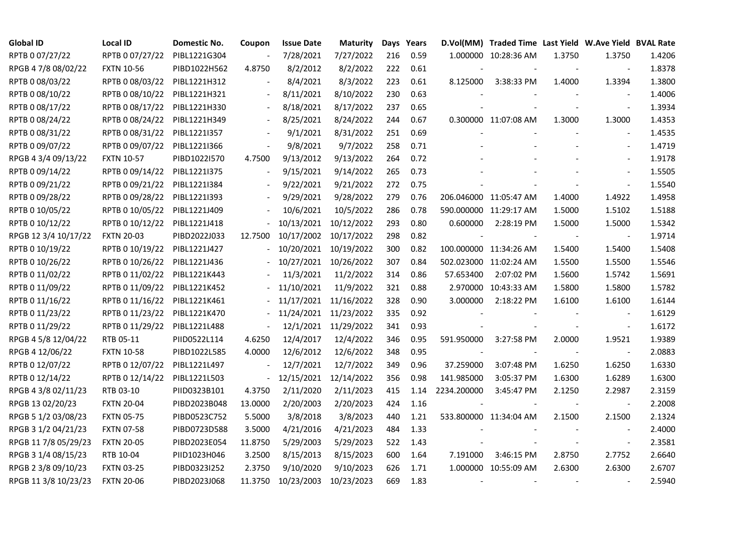| Global ID | Local ID | Domestic No. | Coupon | Issue Date | Maturity | Days | Years | D.Vol(MM) | Traded Time | Last Yield | W.Ave Yield | BVAL Rate |
|---|---|---|---|---|---|---|---|---|---|---|---|---|
| RPTB 0 07/27/22 | RPTB 0 07/27/22 | PIBL1221G304 | - | 7/28/2021 | 7/27/2022 | 216 | 0.59 | 1.000000 | 10:28:36 AM | 1.3750 | 1.3750 | 1.4206 |
| RPGB 4 7/8 08/02/22 | FXTN 10-56 | PIBD1022H562 | 4.8750 | 8/2/2012 | 8/2/2022 | 222 | 0.61 | - | - | - | - | 1.8378 |
| RPTB 0 08/03/22 | RPTB 0 08/03/22 | PIBL1221H312 | - | 8/4/2021 | 8/3/2022 | 223 | 0.61 | 8.125000 | 3:38:33 PM | 1.4000 | 1.3394 | 1.3800 |
| RPTB 0 08/10/22 | RPTB 0 08/10/22 | PIBL1221H321 | - | 8/11/2021 | 8/10/2022 | 230 | 0.63 | - | - | - | - | 1.4006 |
| RPTB 0 08/17/22 | RPTB 0 08/17/22 | PIBL1221H330 | - | 8/18/2021 | 8/17/2022 | 237 | 0.65 | - | - | - | - | 1.3934 |
| RPTB 0 08/24/22 | RPTB 0 08/24/22 | PIBL1221H349 | - | 8/25/2021 | 8/24/2022 | 244 | 0.67 | 0.300000 | 11:07:08 AM | 1.3000 | 1.3000 | 1.4353 |
| RPTB 0 08/31/22 | RPTB 0 08/31/22 | PIBL1221I357 | - | 9/1/2021 | 8/31/2022 | 251 | 0.69 | - | - | - | - | 1.4535 |
| RPTB 0 09/07/22 | RPTB 0 09/07/22 | PIBL1221I366 | - | 9/8/2021 | 9/7/2022 | 258 | 0.71 | - | - | - | - | 1.4719 |
| RPGB 4 3/4 09/13/22 | FXTN 10-57 | PIBD1022I570 | 4.7500 | 9/13/2012 | 9/13/2022 | 264 | 0.72 | - | - | - | - | 1.9178 |
| RPTB 0 09/14/22 | RPTB 0 09/14/22 | PIBL1221I375 | - | 9/15/2021 | 9/14/2022 | 265 | 0.73 | - | - | - | - | 1.5505 |
| RPTB 0 09/21/22 | RPTB 0 09/21/22 | PIBL1221I384 | - | 9/22/2021 | 9/21/2022 | 272 | 0.75 | - | - | - | - | 1.5540 |
| RPTB 0 09/28/22 | RPTB 0 09/28/22 | PIBL1221I393 | - | 9/29/2021 | 9/28/2022 | 279 | 0.76 | 206.046000 | 11:05:47 AM | 1.4000 | 1.4922 | 1.4958 |
| RPTB 0 10/05/22 | RPTB 0 10/05/22 | PIBL1221J409 | - | 10/6/2021 | 10/5/2022 | 286 | 0.78 | 590.000000 | 11:29:17 AM | 1.5000 | 1.5102 | 1.5188 |
| RPTB 0 10/12/22 | RPTB 0 10/12/22 | PIBL1221J418 | - | 10/13/2021 | 10/12/2022 | 293 | 0.80 | 0.600000 | 2:28:19 PM | 1.5000 | 1.5000 | 1.5342 |
| RPGB 12 3/4 10/17/22 | FXTN 20-03 | PIBD2022J033 | 12.7500 | 10/17/2002 | 10/17/2022 | 298 | 0.82 | - | - | - | - | 1.9714 |
| RPTB 0 10/19/22 | RPTB 0 10/19/22 | PIBL1221J427 | - | 10/20/2021 | 10/19/2022 | 300 | 0.82 | 100.000000 | 11:34:26 AM | 1.5400 | 1.5400 | 1.5408 |
| RPTB 0 10/26/22 | RPTB 0 10/26/22 | PIBL1221J436 | - | 10/27/2021 | 10/26/2022 | 307 | 0.84 | 502.023000 | 11:02:24 AM | 1.5500 | 1.5500 | 1.5546 |
| RPTB 0 11/02/22 | RPTB 0 11/02/22 | PIBL1221K443 | - | 11/3/2021 | 11/2/2022 | 314 | 0.86 | 57.653400 | 2:07:02 PM | 1.5600 | 1.5742 | 1.5691 |
| RPTB 0 11/09/22 | RPTB 0 11/09/22 | PIBL1221K452 | - | 11/10/2021 | 11/9/2022 | 321 | 0.88 | 2.970000 | 10:43:33 AM | 1.5800 | 1.5800 | 1.5782 |
| RPTB 0 11/16/22 | RPTB 0 11/16/22 | PIBL1221K461 | - | 11/17/2021 | 11/16/2022 | 328 | 0.90 | 3.000000 | 2:18:22 PM | 1.6100 | 1.6100 | 1.6144 |
| RPTB 0 11/23/22 | RPTB 0 11/23/22 | PIBL1221K470 | - | 11/24/2021 | 11/23/2022 | 335 | 0.92 | - | - | - | - | 1.6129 |
| RPTB 0 11/29/22 | RPTB 0 11/29/22 | PIBL1221L488 | - | 12/1/2021 | 11/29/2022 | 341 | 0.93 | - | - | - | - | 1.6172 |
| RPGB 4 5/8 12/04/22 | RTB 05-11 | PIID0522L114 | 4.6250 | 12/4/2017 | 12/4/2022 | 346 | 0.95 | 591.950000 | 3:27:58 PM | 2.0000 | 1.9521 | 1.9389 |
| RPGB 4 12/06/22 | FXTN 10-58 | PIBD1022L585 | 4.0000 | 12/6/2012 | 12/6/2022 | 348 | 0.95 | - | - | - | - | 2.0883 |
| RPTB 0 12/07/22 | RPTB 0 12/07/22 | PIBL1221L497 | - | 12/7/2021 | 12/7/2022 | 349 | 0.96 | 37.259000 | 3:07:48 PM | 1.6250 | 1.6250 | 1.6330 |
| RPTB 0 12/14/22 | RPTB 0 12/14/22 | PIBL1221L503 | - | 12/15/2021 | 12/14/2022 | 356 | 0.98 | 141.985000 | 3:05:37 PM | 1.6300 | 1.6289 | 1.6300 |
| RPGB 4 3/8 02/11/23 | RTB 03-10 | PIID0323B101 | 4.3750 | 2/11/2020 | 2/11/2023 | 415 | 1.14 | 2234.200000 | 3:45:47 PM | 2.1250 | 2.2987 | 2.3159 |
| RPGB 13 02/20/23 | FXTN 20-04 | PIBD2023B048 | 13.0000 | 2/20/2003 | 2/20/2023 | 424 | 1.16 | - | - | - | - | 2.2008 |
| RPGB 5 1/2 03/08/23 | FXTN 05-75 | PIBD0523C752 | 5.5000 | 3/8/2018 | 3/8/2023 | 440 | 1.21 | 533.800000 | 11:34:04 AM | 2.1500 | 2.1500 | 2.1324 |
| RPGB 3 1/2 04/21/23 | FXTN 07-58 | PIBD0723D588 | 3.5000 | 4/21/2016 | 4/21/2023 | 484 | 1.33 | - | - | - | - | 2.4000 |
| RPGB 11 7/8 05/29/23 | FXTN 20-05 | PIBD2023E054 | 11.8750 | 5/29/2003 | 5/29/2023 | 522 | 1.43 | - | - | - | - | 2.3581 |
| RPGB 3 1/4 08/15/23 | RTB 10-04 | PIID1023H046 | 3.2500 | 8/15/2013 | 8/15/2023 | 600 | 1.64 | 7.191000 | 3:46:15 PM | 2.8750 | 2.7752 | 2.6640 |
| RPGB 2 3/8 09/10/23 | FXTN 03-25 | PIBD0323I252 | 2.3750 | 9/10/2020 | 9/10/2023 | 626 | 1.71 | 1.000000 | 10:55:09 AM | 2.6300 | 2.6300 | 2.6707 |
| RPGB 11 3/8 10/23/23 | FXTN 20-06 | PIBD2023J068 | 11.3750 | 10/23/2003 | 10/23/2023 | 669 | 1.83 | - | - | - | - | 2.5940 |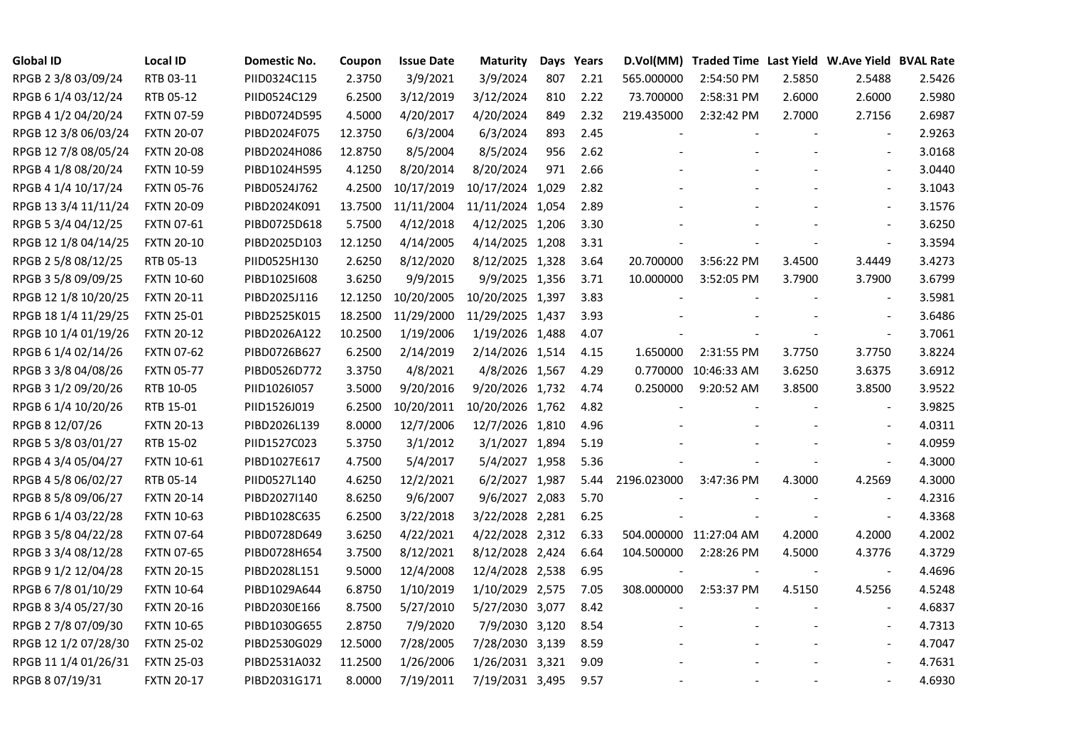| Global ID | Local ID | Domestic No. | Coupon | Issue Date | Maturity | Days | Years | D.Vol(MM) | Traded Time | Last Yield | W.Ave Yield | BVAL Rate |
|---|---|---|---|---|---|---|---|---|---|---|---|---|
| RPGB 2 3/8 03/09/24 | RTB 03-11 | PIID0324C115 | 2.3750 | 3/9/2021 | 3/9/2024 | 807 | 2.21 | 565.000000 | 2:54:50 PM | 2.5850 | 2.5488 | 2.5426 |
| RPGB 6 1/4 03/12/24 | RTB 05-12 | PIID0524C129 | 6.2500 | 3/12/2019 | 3/12/2024 | 810 | 2.22 | 73.700000 | 2:58:31 PM | 2.6000 | 2.6000 | 2.5980 |
| RPGB 4 1/2 04/20/24 | FXTN 07-59 | PIBD0724D595 | 4.5000 | 4/20/2017 | 4/20/2024 | 849 | 2.32 | 219.435000 | 2:32:42 PM | 2.7000 | 2.7156 | 2.6987 |
| RPGB 12 3/8 06/03/24 | FXTN 20-07 | PIBD2024F075 | 12.3750 | 6/3/2004 | 6/3/2024 | 893 | 2.45 | - | - | - | - | 2.9263 |
| RPGB 12 7/8 08/05/24 | FXTN 20-08 | PIBD2024H086 | 12.8750 | 8/5/2004 | 8/5/2024 | 956 | 2.62 | - | - | - | - | 3.0168 |
| RPGB 4 1/8 08/20/24 | FXTN 10-59 | PIBD1024H595 | 4.1250 | 8/20/2014 | 8/20/2024 | 971 | 2.66 | - | - | - | - | 3.0440 |
| RPGB 4 1/4 10/17/24 | FXTN 05-76 | PIBD0524J762 | 4.2500 | 10/17/2019 | 10/17/2024 | 1,029 | 2.82 | - | - | - | - | 3.1043 |
| RPGB 13 3/4 11/11/24 | FXTN 20-09 | PIBD2024K091 | 13.7500 | 11/11/2004 | 11/11/2024 | 1,054 | 2.89 | - | - | - | - | 3.1576 |
| RPGB 5 3/4 04/12/25 | FXTN 07-61 | PIBD0725D618 | 5.7500 | 4/12/2018 | 4/12/2025 | 1,206 | 3.30 | - | - | - | - | 3.6250 |
| RPGB 12 1/8 04/14/25 | FXTN 20-10 | PIBD2025D103 | 12.1250 | 4/14/2005 | 4/14/2025 | 1,208 | 3.31 | - | - | - | - | 3.3594 |
| RPGB 2 5/8 08/12/25 | RTB 05-13 | PIID0525H130 | 2.6250 | 8/12/2020 | 8/12/2025 | 1,328 | 3.64 | 20.700000 | 3:56:22 PM | 3.4500 | 3.4449 | 3.4273 |
| RPGB 3 5/8 09/09/25 | FXTN 10-60 | PIBD1025I608 | 3.6250 | 9/9/2015 | 9/9/2025 | 1,356 | 3.71 | 10.000000 | 3:52:05 PM | 3.7900 | 3.7900 | 3.6799 |
| RPGB 12 1/8 10/20/25 | FXTN 20-11 | PIBD2025J116 | 12.1250 | 10/20/2005 | 10/20/2025 | 1,397 | 3.83 | - | - | - | - | 3.5981 |
| RPGB 18 1/4 11/29/25 | FXTN 25-01 | PIBD2525K015 | 18.2500 | 11/29/2000 | 11/29/2025 | 1,437 | 3.93 | - | - | - | - | 3.6486 |
| RPGB 10 1/4 01/19/26 | FXTN 20-12 | PIBD2026A122 | 10.2500 | 1/19/2006 | 1/19/2026 | 1,488 | 4.07 | - | - | - | - | 3.7061 |
| RPGB 6 1/4 02/14/26 | FXTN 07-62 | PIBD0726B627 | 6.2500 | 2/14/2019 | 2/14/2026 | 1,514 | 4.15 | 1.650000 | 2:31:55 PM | 3.7750 | 3.7750 | 3.8224 |
| RPGB 3 3/8 04/08/26 | FXTN 05-77 | PIBD0526D772 | 3.3750 | 4/8/2021 | 4/8/2026 | 1,567 | 4.29 | 0.770000 | 10:46:33 AM | 3.6250 | 3.6375 | 3.6912 |
| RPGB 3 1/2 09/20/26 | RTB 10-05 | PIID1026I057 | 3.5000 | 9/20/2016 | 9/20/2026 | 1,732 | 4.74 | 0.250000 | 9:20:52 AM | 3.8500 | 3.8500 | 3.9522 |
| RPGB 6 1/4 10/20/26 | RTB 15-01 | PIID1526J019 | 6.2500 | 10/20/2011 | 10/20/2026 | 1,762 | 4.82 | - | - | - | - | 3.9825 |
| RPGB 8 12/07/26 | FXTN 20-13 | PIBD2026L139 | 8.0000 | 12/7/2006 | 12/7/2026 | 1,810 | 4.96 | - | - | - | - | 4.0311 |
| RPGB 5 3/8 03/01/27 | RTB 15-02 | PIID1527C023 | 5.3750 | 3/1/2012 | 3/1/2027 | 1,894 | 5.19 | - | - | - | - | 4.0959 |
| RPGB 4 3/4 05/04/27 | FXTN 10-61 | PIBD1027E617 | 4.7500 | 5/4/2017 | 5/4/2027 | 1,958 | 5.36 | - | - | - | - | 4.3000 |
| RPGB 4 5/8 06/02/27 | RTB 05-14 | PIID0527L140 | 4.6250 | 12/2/2021 | 6/2/2027 | 1,987 | 5.44 | 2196.023000 | 3:47:36 PM | 4.3000 | 4.2569 | 4.3000 |
| RPGB 8 5/8 09/06/27 | FXTN 20-14 | PIBD2027I140 | 8.6250 | 9/6/2007 | 9/6/2027 | 2,083 | 5.70 | - | - | - | - | 4.2316 |
| RPGB 6 1/4 03/22/28 | FXTN 10-63 | PIBD1028C635 | 6.2500 | 3/22/2018 | 3/22/2028 | 2,281 | 6.25 | - | - | - | - | 4.3368 |
| RPGB 3 5/8 04/22/28 | FXTN 07-64 | PIBD0728D649 | 3.6250 | 4/22/2021 | 4/22/2028 | 2,312 | 6.33 | 504.000000 | 11:27:04 AM | 4.2000 | 4.2000 | 4.2002 |
| RPGB 3 3/4 08/12/28 | FXTN 07-65 | PIBD0728H654 | 3.7500 | 8/12/2021 | 8/12/2028 | 2,424 | 6.64 | 104.500000 | 2:28:26 PM | 4.5000 | 4.3776 | 4.3729 |
| RPGB 9 1/2 12/04/28 | FXTN 20-15 | PIBD2028L151 | 9.5000 | 12/4/2008 | 12/4/2028 | 2,538 | 6.95 | - | - | - | - | 4.4696 |
| RPGB 6 7/8 01/10/29 | FXTN 10-64 | PIBD1029A644 | 6.8750 | 1/10/2019 | 1/10/2029 | 2,575 | 7.05 | 308.000000 | 2:53:37 PM | 4.5150 | 4.5256 | 4.5248 |
| RPGB 8 3/4 05/27/30 | FXTN 20-16 | PIBD2030E166 | 8.7500 | 5/27/2010 | 5/27/2030 | 3,077 | 8.42 | - | - | - | - | 4.6837 |
| RPGB 2 7/8 07/09/30 | FXTN 10-65 | PIBD1030G655 | 2.8750 | 7/9/2020 | 7/9/2030 | 3,120 | 8.54 | - | - | - | - | 4.7313 |
| RPGB 12 1/2 07/28/30 | FXTN 25-02 | PIBD2530G029 | 12.5000 | 7/28/2005 | 7/28/2030 | 3,139 | 8.59 | - | - | - | - | 4.7047 |
| RPGB 11 1/4 01/26/31 | FXTN 25-03 | PIBD2531A032 | 11.2500 | 1/26/2006 | 1/26/2031 | 3,321 | 9.09 | - | - | - | - | 4.7631 |
| RPGB 8 07/19/31 | FXTN 20-17 | PIBD2031G171 | 8.0000 | 7/19/2011 | 7/19/2031 | 3,495 | 9.57 | - | - | - | - | 4.6930 |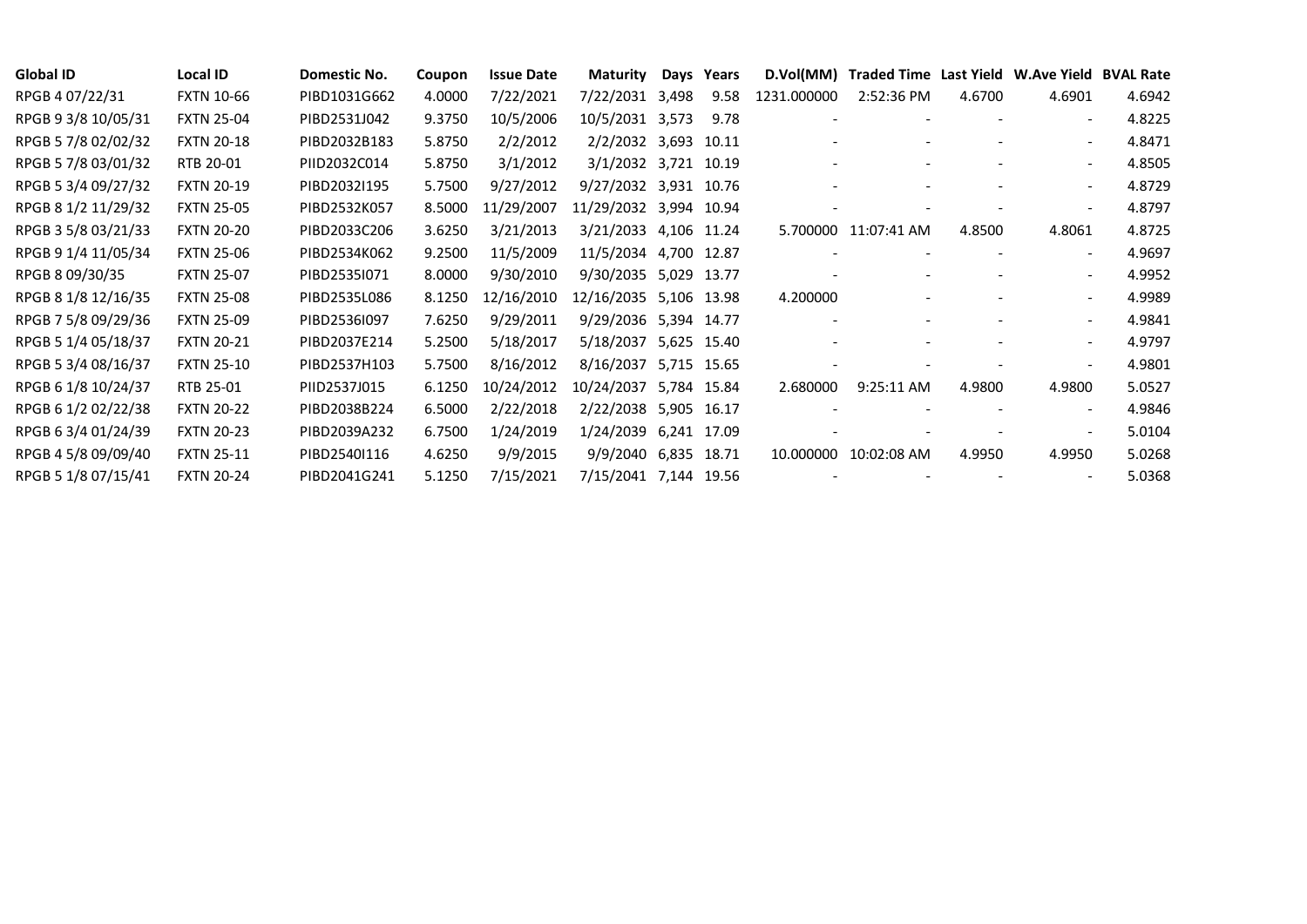| Global ID | Local ID | Domestic No. | Coupon | Issue Date | Maturity | Days | Years | D.Vol(MM) | Traded Time | Last Yield | W.Ave Yield | BVAL Rate |
|---|---|---|---|---|---|---|---|---|---|---|---|---|
| RPGB 4 07/22/31 | FXTN 10-66 | PIBD1031G662 | 4.0000 | 7/22/2021 | 7/22/2031 | 3,498 | 9.58 | 1231.000000 | 2:52:36 PM | 4.6700 | 4.6901 | 4.6942 |
| RPGB 9 3/8 10/05/31 | FXTN 25-04 | PIBD2531J042 | 9.3750 | 10/5/2006 | 10/5/2031 | 3,573 | 9.78 | - | - | - | - | 4.8225 |
| RPGB 5 7/8 02/02/32 | FXTN 20-18 | PIBD2032B183 | 5.8750 | 2/2/2012 | 2/2/2032 | 3,693 | 10.11 | - | - | - | - | 4.8471 |
| RPGB 5 7/8 03/01/32 | RTB 20-01 | PIID2032C014 | 5.8750 | 3/1/2012 | 3/1/2032 | 3,721 | 10.19 | - | - | - | - | 4.8505 |
| RPGB 5 3/4 09/27/32 | FXTN 20-19 | PIBD2032I195 | 5.7500 | 9/27/2012 | 9/27/2032 | 3,931 | 10.76 | - | - | - | - | 4.8729 |
| RPGB 8 1/2 11/29/32 | FXTN 25-05 | PIBD2532K057 | 8.5000 | 11/29/2007 | 11/29/2032 | 3,994 | 10.94 | - | - | - | - | 4.8797 |
| RPGB 3 5/8 03/21/33 | FXTN 20-20 | PIBD2033C206 | 3.6250 | 3/21/2013 | 3/21/2033 | 4,106 | 11.24 | 5.700000 | 11:07:41 AM | 4.8500 | 4.8061 | 4.8725 |
| RPGB 9 1/4 11/05/34 | FXTN 25-06 | PIBD2534K062 | 9.2500 | 11/5/2009 | 11/5/2034 | 4,700 | 12.87 | - | - | - | - | 4.9697 |
| RPGB 8 09/30/35 | FXTN 25-07 | PIBD2535I071 | 8.0000 | 9/30/2010 | 9/30/2035 | 5,029 | 13.77 | - | - | - | - | 4.9952 |
| RPGB 8 1/8 12/16/35 | FXTN 25-08 | PIBD2535L086 | 8.1250 | 12/16/2010 | 12/16/2035 | 5,106 | 13.98 | 4.200000 | - | - | - | 4.9989 |
| RPGB 7 5/8 09/29/36 | FXTN 25-09 | PIBD2536I097 | 7.6250 | 9/29/2011 | 9/29/2036 | 5,394 | 14.77 | - | - | - | - | 4.9841 |
| RPGB 5 1/4 05/18/37 | FXTN 20-21 | PIBD2037E214 | 5.2500 | 5/18/2017 | 5/18/2037 | 5,625 | 15.40 | - | - | - | - | 4.9797 |
| RPGB 5 3/4 08/16/37 | FXTN 25-10 | PIBD2537H103 | 5.7500 | 8/16/2012 | 8/16/2037 | 5,715 | 15.65 | - | - | - | - | 4.9801 |
| RPGB 6 1/8 10/24/37 | RTB 25-01 | PIID2537J015 | 6.1250 | 10/24/2012 | 10/24/2037 | 5,784 | 15.84 | 2.680000 | 9:25:11 AM | 4.9800 | 4.9800 | 5.0527 |
| RPGB 6 1/2 02/22/38 | FXTN 20-22 | PIBD2038B224 | 6.5000 | 2/22/2018 | 2/22/2038 | 5,905 | 16.17 | - | - | - | - | 4.9846 |
| RPGB 6 3/4 01/24/39 | FXTN 20-23 | PIBD2039A232 | 6.7500 | 1/24/2019 | 1/24/2039 | 6,241 | 17.09 | - | - | - | - | 5.0104 |
| RPGB 4 5/8 09/09/40 | FXTN 25-11 | PIBD2540I116 | 4.6250 | 9/9/2015 | 9/9/2040 | 6,835 | 18.71 | 10.000000 | 10:02:08 AM | 4.9950 | 4.9950 | 5.0268 |
| RPGB 5 1/8 07/15/41 | FXTN 20-24 | PIBD2041G241 | 5.1250 | 7/15/2021 | 7/15/2041 | 7,144 | 19.56 | - | - | - | - | 5.0368 |